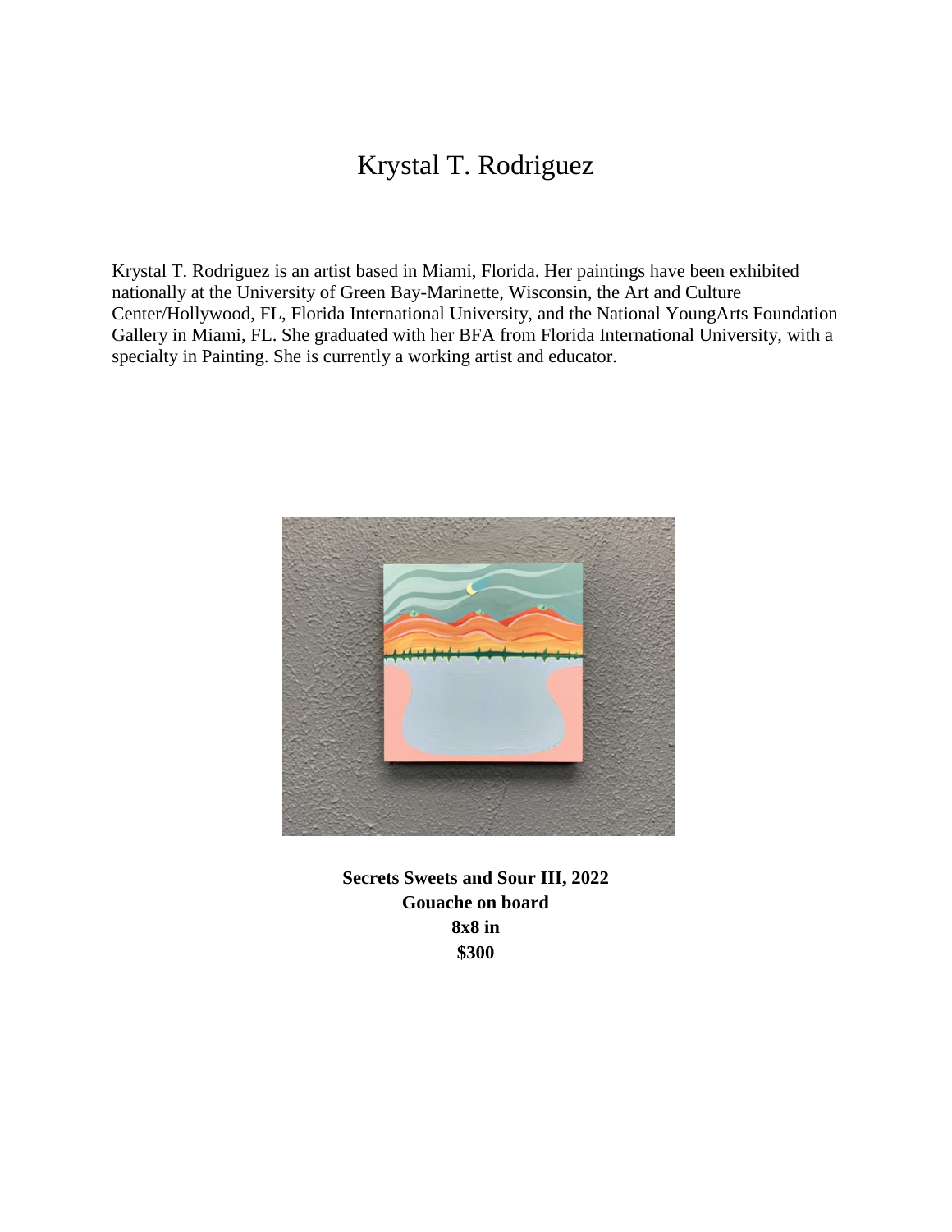# Krystal T. Rodriguez

Krystal T. Rodriguez is an artist based in Miami, Florida. Her paintings have been exhibited nationally at the University of Green Bay-Marinette, Wisconsin, the Art and Culture Center/Hollywood, FL, Florida International University, and the National YoungArts Foundation Gallery in Miami, FL. She graduated with her BFA from Florida International University, with a specialty in Painting. She is currently a working artist and educator.

**Secrets Sweets and Sour III, 2022**
**Gouache on board**
**8x8 in**
**$300**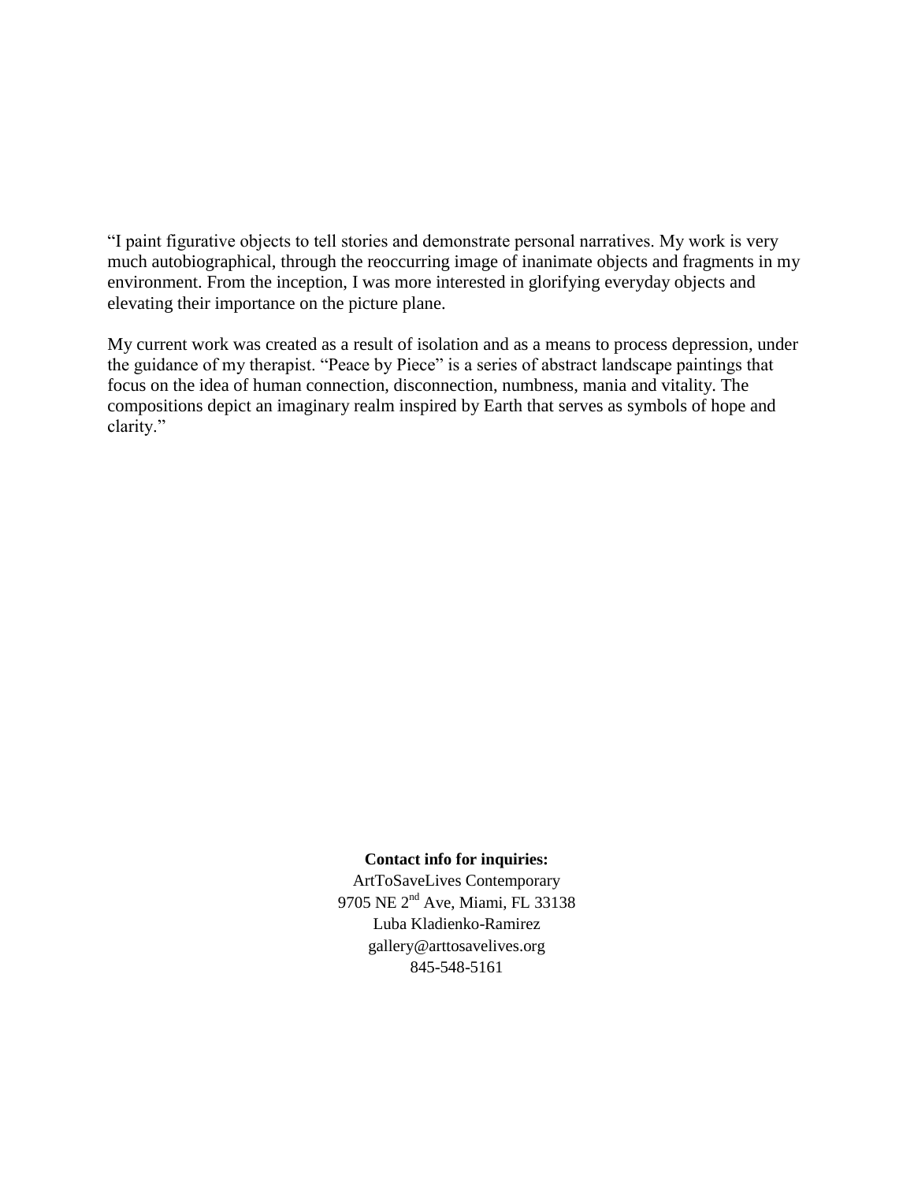"I paint figurative objects to tell stories and demonstrate personal narratives. My work is very much autobiographical, through the reoccurring image of inanimate objects and fragments in my environment. From the inception, I was more interested in glorifying everyday objects and elevating their importance on the picture plane.

My current work was created as a result of isolation and as a means to process depression, under the guidance of my therapist. "Peace by Piece" is a series of abstract landscape paintings that focus on the idea of human connection, disconnection, numbness, mania and vitality. The compositions depict an imaginary realm inspired by Earth that serves as symbols of hope and clarity."

**Contact info for inquiries:**
ArtToSaveLives Contemporary
9705 NE 2nd Ave, Miami, FL 33138
Luba Kladienko-Ramirez
gallery@arttosavelives.org
845-548-5161